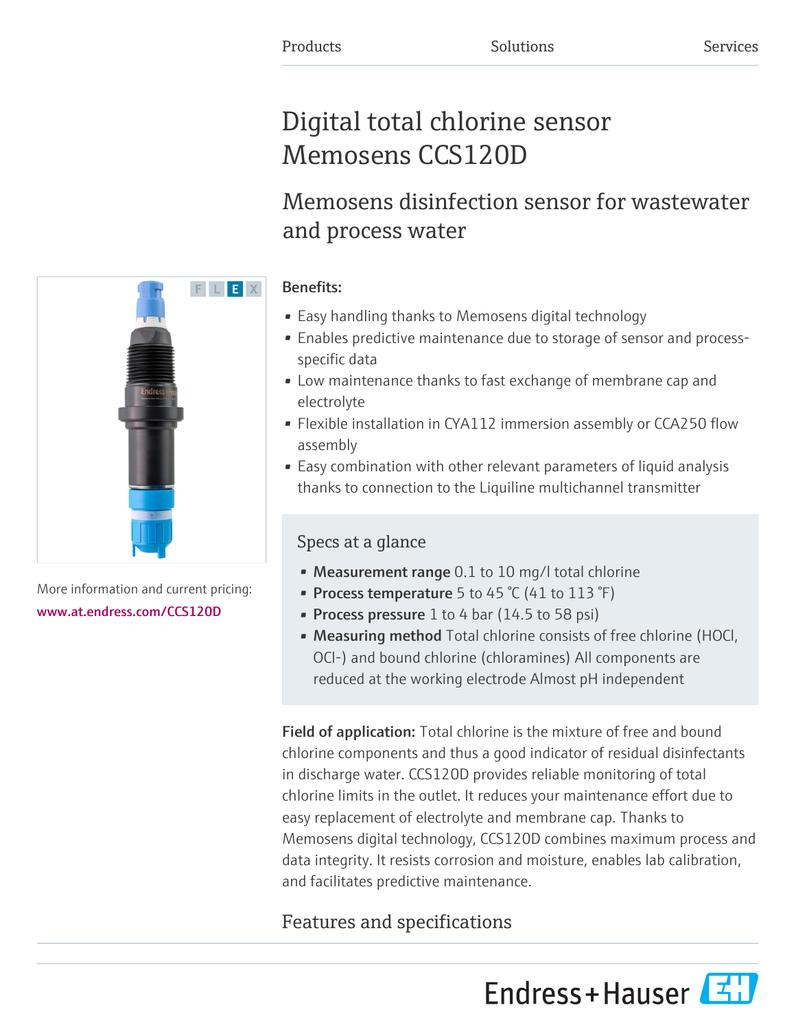Products Solutions Services

# Digital total chlorine sensor Memosens CCS120D

## Memosens disinfection sensor for wastewater and process water

More information and current pricing:
www.at.endress.com/CCS120D

**Benefits:**

- Easy handling thanks to Memosens digital technology
- Enables predictive maintenance due to storage of sensor and process-specific data
- Low maintenance thanks to fast exchange of membrane cap and electrolyte
- Flexible installation in CYA112 immersion assembly or CCA250 flow assembly
- Easy combination with other relevant parameters of liquid analysis thanks to connection to the Liquiline multichannel transmitter

### Specs at a glance

- **Measurement range** 0.1 to 10 mg/l total chlorine
- **Process temperature** 5 to 45 °C (41 to 113 °F)
- **Process pressure** 1 to 4 bar (14.5 to 58 psi)
- **Measuring method** Total chlorine consists of free chlorine (HOCl, OCl-) and bound chlorine (chloramines) All components are reduced at the working electrode Almost pH independent

**Field of application:** Total chlorine is the mixture of free and bound chlorine components and thus a good indicator of residual disinfectants in discharge water. CCS120D provides reliable monitoring of total chlorine limits in the outlet. It reduces your maintenance effort due to easy replacement of electrolyte and membrane cap. Thanks to Memosens digital technology, CCS120D combines maximum process and data integrity. It resists corrosion and moisture, enables lab calibration, and facilitates predictive maintenance.

## Features and specifications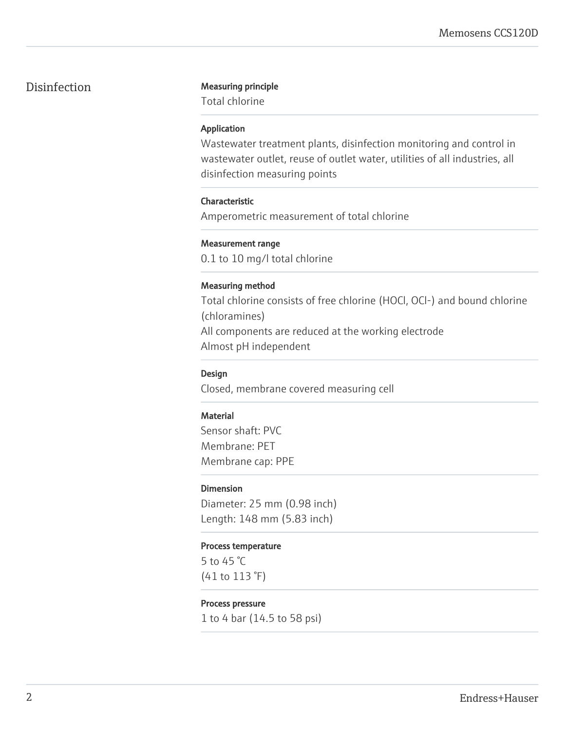## Disinfection

**Measuring principle**

Total chlorine

**Application**

Wastewater treatment plants, disinfection monitoring and control in wastewater outlet, reuse of outlet water, utilities of all industries, all disinfection measuring points

**Characteristic**

Amperometric measurement of total chlorine

**Measurement range**

0.1 to 10 mg/l total chlorine

**Measuring method**

Total chlorine consists of free chlorine (HOCl, $OCl^-$) and bound chlorine (chloramines)
All components are reduced at the working electrode
Almost pH independent

**Design**

Closed, membrane covered measuring cell

**Material**

Sensor shaft: PVC
Membrane: PET
Membrane cap: PPE

**Dimension**

Diameter: 25 mm (0.98 inch)
Length: 148 mm (5.83 inch)

**Process temperature**

5 to 45 °C
(41 to 113 °F)

**Process pressure**

1 to 4 bar (14.5 to 58 psi)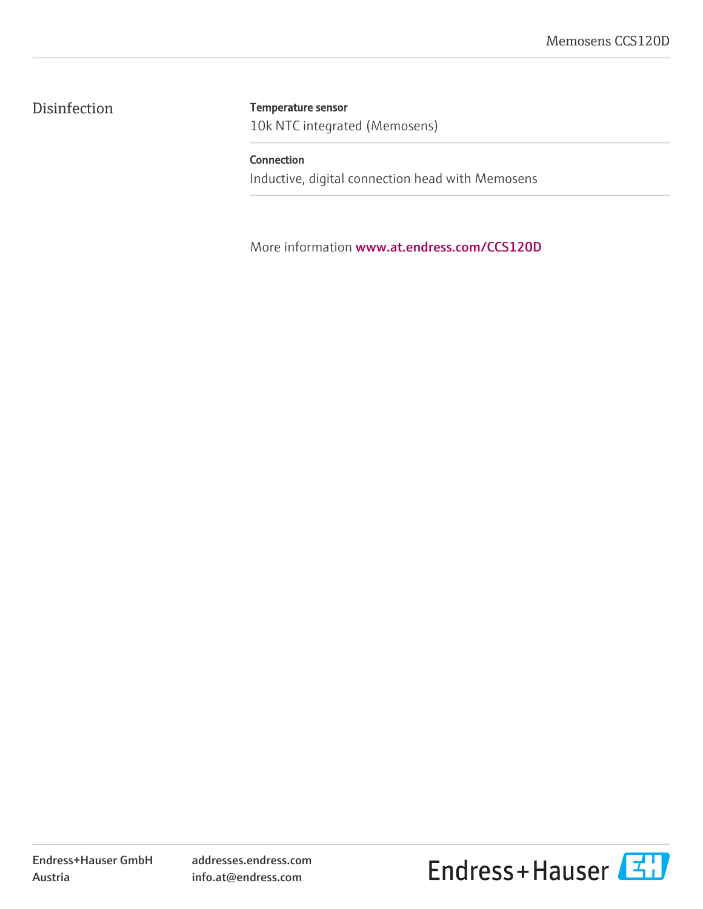## Disinfection

**Temperature sensor**

10k NTC integrated (Memosens)

**Connection**

Inductive, digital connection head with Memosens

More information **www.at.endress.com/CCS120D**

Endress+Hauser GmbH
Austria

addresses.endress.com
info.at@endress.com

Endress+Hauser